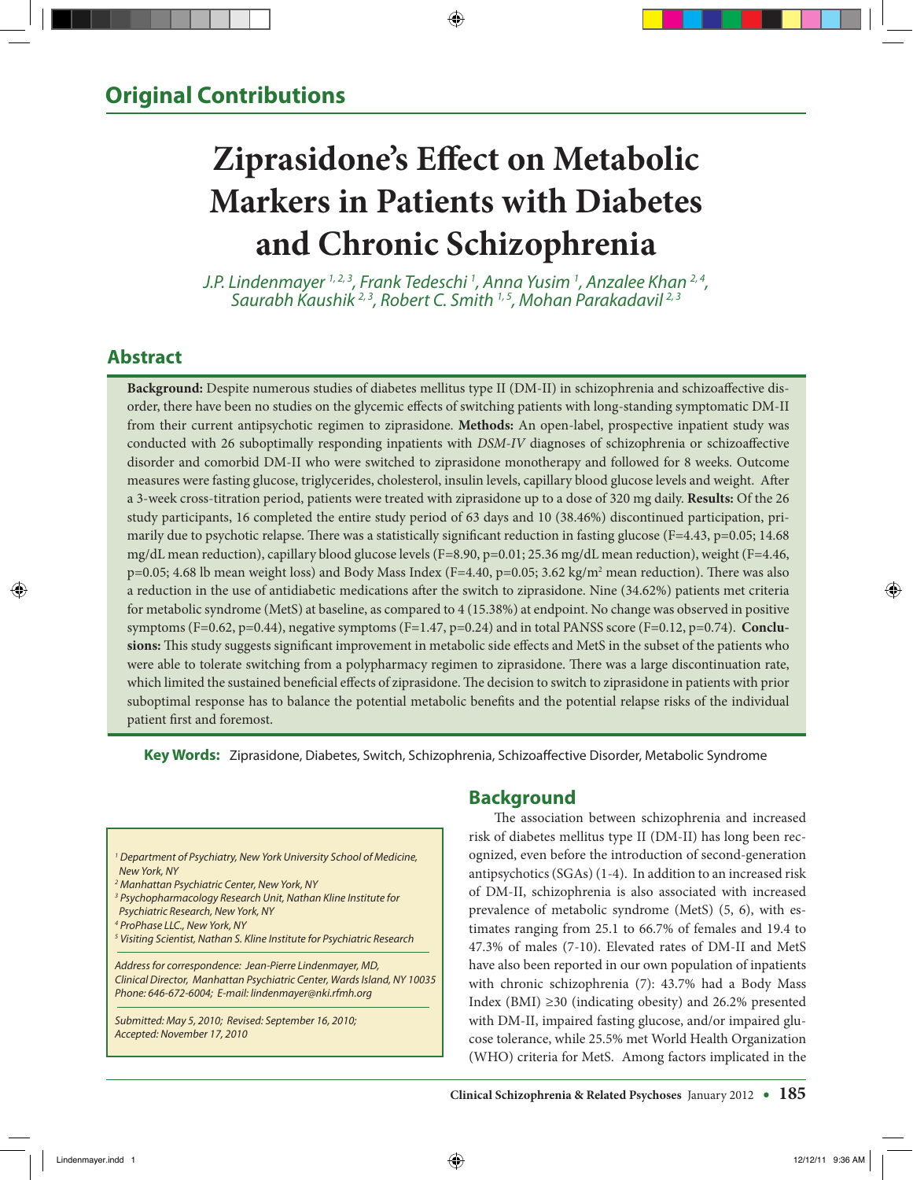## Original Contributions

# Ziprasidone's Effect on Metabolic Markers in Patients with Diabetes and Chronic Schizophrenia

*J.P. Lindenmayer [1,2,3], Frank Tedeschi [1], Anna Yusim [1], Anzalee Khan [2,4], Saurabh Kaushik [2,3], Robert C. Smith [1,5], Mohan Parakadavil [2,3]*

## Abstract

**Background:** Despite numerous studies of diabetes mellitus type II (DM-II) in schizophrenia and schizoaffective disorder, there have been no studies on the glycemic effects of switching patients with long-standing symptomatic DM-II from their current antipsychotic regimen to ziprasidone. **Methods:** An open-label, prospective inpatient study was conducted with 26 suboptimally responding inpatients with *DSM-IV* diagnoses of schizophrenia or schizoaffective disorder and comorbid DM-II who were switched to ziprasidone monotherapy and followed for 8 weeks. Outcome measures were fasting glucose, triglycerides, cholesterol, insulin levels, capillary blood glucose levels and weight. After a 3-week cross-titration period, patients were treated with ziprasidone up to a dose of 320 mg daily. **Results:** Of the 26 study participants, 16 completed the entire study period of 63 days and 10 (38.46%) discontinued participation, primarily due to psychotic relapse. There was a statistically significant reduction in fasting glucose ($F=4.43$, $p=0.05$; 14.68 mg/dL mean reduction), capillary blood glucose levels ($F=8.90$, $p=0.01$; 25.36 mg/dL mean reduction), weight ($F=4.46$, $p=0.05$; 4.68 lb mean weight loss) and Body Mass Index ($F=4.40$, $p=0.05$; 3.62 $kg/m^2$ mean reduction). There was also a reduction in the use of antidiabetic medications after the switch to ziprasidone. Nine (34.62%) patients met criteria for metabolic syndrome (MetS) at baseline, as compared to 4 (15.38%) at endpoint. No change was observed in positive symptoms ($F=0.62$, $p=0.44$), negative symptoms ($F=1.47$, $p=0.24$) and in total PANSS score ($F=0.12$, $p=0.74$). **Conclusions:** This study suggests significant improvement in metabolic side effects and MetS in the subset of the patients who were able to tolerate switching from a polypharmacy regimen to ziprasidone. There was a large discontinuation rate, which limited the sustained beneficial effects of ziprasidone. The decision to switch to ziprasidone in patients with prior suboptimal response has to balance the potential metabolic benefits and the potential relapse risks of the individual patient first and foremost.

**Key Words:** Ziprasidone, Diabetes, Switch, Schizophrenia, Schizoaffective Disorder, Metabolic Syndrome

[1] Department of Psychiatry, New York University School of Medicine, New York, NY
[2] Manhattan Psychiatric Center, New York, NY
[3] Psychopharmacology Research Unit, Nathan Kline Institute for Psychiatric Research, NY
[4] ProPhase LLC., New York, NY
[5] Visiting Scientist, Nathan S. Kline Institute for Psychiatric Research

*Address for correspondence: Jean-Pierre Lindenmayer, MD, Clinical Director, Manhattan Psychiatric Center, Wards Island, NY 10035*
*Phone: 646-672-6004; E-mail: lindenmayer@nki.rfmh.org*

*Submitted: May 5, 2010; Revised: September 16, 2010; Accepted: November 17, 2010*

## Background

The association between schizophrenia and increased risk of diabetes mellitus type II (DM-II) has long been recognized, even before the introduction of second-generation antipsychotics (SGAs) (1-4). In addition to an increased risk of DM-II, schizophrenia is also associated with increased prevalence of metabolic syndrome (MetS) (5, 6), with estimates ranging from 25.1 to 66.7% of females and 19.4 to 47.3% of males (7-10). Elevated rates of DM-II and MetS have also been reported in our own population of inpatients with chronic schizophrenia (7): 43.7% had a Body Mass Index (BMI) ≥30 (indicating obesity) and 26.2% presented with DM-II, impaired fasting glucose, and/or impaired glucose tolerance, while 25.5% met World Health Organization (WHO) criteria for MetS. Among factors implicated in the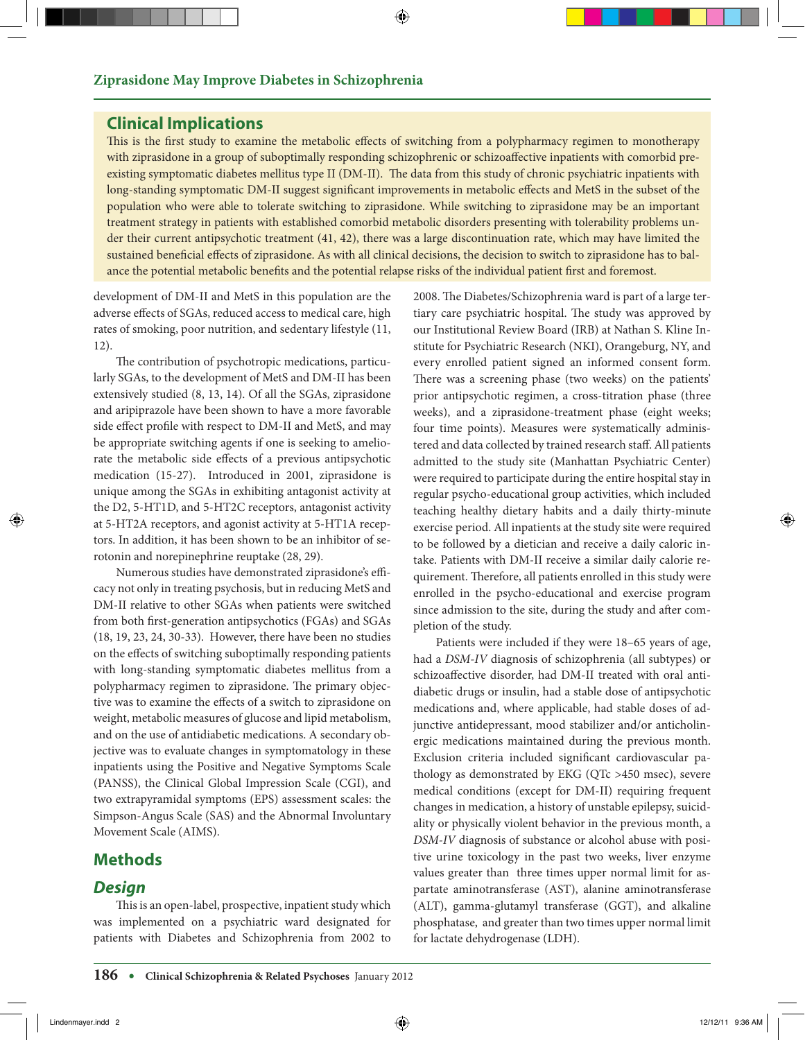## Clinical Implications

This is the first study to examine the metabolic effects of switching from a polypharmacy regimen to monotherapy with ziprasidone in a group of suboptimally responding schizophrenic or schizoaffective inpatients with comorbid preexisting symptomatic diabetes mellitus type II (DM-II). The data from this study of chronic psychiatric inpatients with long-standing symptomatic DM-II suggest significant improvements in metabolic effects and MetS in the subset of the population who were able to tolerate switching to ziprasidone. While switching to ziprasidone may be an important treatment strategy in patients with established comorbid metabolic disorders presenting with tolerability problems under their current antipsychotic treatment (41, 42), there was a large discontinuation rate, which may have limited the sustained beneficial effects of ziprasidone. As with all clinical decisions, the decision to switch to ziprasidone has to balance the potential metabolic benefits and the potential relapse risks of the individual patient first and foremost.

development of DM-II and MetS in this population are the adverse effects of SGAs, reduced access to medical care, high rates of smoking, poor nutrition, and sedentary lifestyle (11, 12).

The contribution of psychotropic medications, particularly SGAs, to the development of MetS and DM-II has been extensively studied (8, 13, 14). Of all the SGAs, ziprasidone and aripiprazole have been shown to have a more favorable side effect profile with respect to DM-II and MetS, and may be appropriate switching agents if one is seeking to ameliorate the metabolic side effects of a previous antipsychotic medication (15-27). Introduced in 2001, ziprasidone is unique among the SGAs in exhibiting antagonist activity at the D2, 5-HT1D, and 5-HT2C receptors, antagonist activity at 5-HT2A receptors, and agonist activity at 5-HT1A receptors. In addition, it has been shown to be an inhibitor of serotonin and norepinephrine reuptake (28, 29).

Numerous studies have demonstrated ziprasidone's efficacy not only in treating psychosis, but in reducing MetS and DM-II relative to other SGAs when patients were switched from both first-generation antipsychotics (FGAs) and SGAs (18, 19, 23, 24, 30-33). However, there have been no studies on the effects of switching suboptimally responding patients with long-standing symptomatic diabetes mellitus from a polypharmacy regimen to ziprasidone. The primary objective was to examine the effects of a switch to ziprasidone on weight, metabolic measures of glucose and lipid metabolism, and on the use of antidiabetic medications. A secondary objective was to evaluate changes in symptomatology in these inpatients using the Positive and Negative Symptoms Scale (PANSS), the Clinical Global Impression Scale (CGI), and two extrapyramidal symptoms (EPS) assessment scales: the Simpson-Angus Scale (SAS) and the Abnormal Involuntary Movement Scale (AIMS).

## Methods

### *Design*

This is an open-label, prospective, inpatient study which was implemented on a psychiatric ward designated for patients with Diabetes and Schizophrenia from 2002 to 2008. The Diabetes/Schizophrenia ward is part of a large tertiary care psychiatric hospital. The study was approved by our Institutional Review Board (IRB) at Nathan S. Kline Institute for Psychiatric Research (NKI), Orangeburg, NY, and every enrolled patient signed an informed consent form. There was a screening phase (two weeks) on the patients' prior antipsychotic regimen, a cross-titration phase (three weeks), and a ziprasidone-treatment phase (eight weeks; four time points). Measures were systematically administered and data collected by trained research staff. All patients admitted to the study site (Manhattan Psychiatric Center) were required to participate during the entire hospital stay in regular psycho-educational group activities, which included teaching healthy dietary habits and a daily thirty-minute exercise period. All inpatients at the study site were required to be followed by a dietician and receive a daily caloric intake. Patients with DM-II receive a similar daily calorie requirement. Therefore, all patients enrolled in this study were enrolled in the psycho-educational and exercise program since admission to the site, during the study and after completion of the study.

Patients were included if they were 18–65 years of age, had a *DSM-IV* diagnosis of schizophrenia (all subtypes) or schizoaffective disorder, had DM-II treated with oral antidiabetic drugs or insulin, had a stable dose of antipsychotic medications and, where applicable, had stable doses of adjunctive antidepressant, mood stabilizer and/or anticholinergic medications maintained during the previous month. Exclusion criteria included significant cardiovascular pathology as demonstrated by EKG (QTc >450 msec), severe medical conditions (except for DM-II) requiring frequent changes in medication, a history of unstable epilepsy, suicidality or physically violent behavior in the previous month, a *DSM-IV* diagnosis of substance or alcohol abuse with positive urine toxicology in the past two weeks, liver enzyme values greater than three times upper normal limit for aspartate aminotransferase (AST), alanine aminotransferase (ALT), gamma-glutamyl transferase (GGT), and alkaline phosphatase, and greater than two times upper normal limit for lactate dehydrogenase (LDH).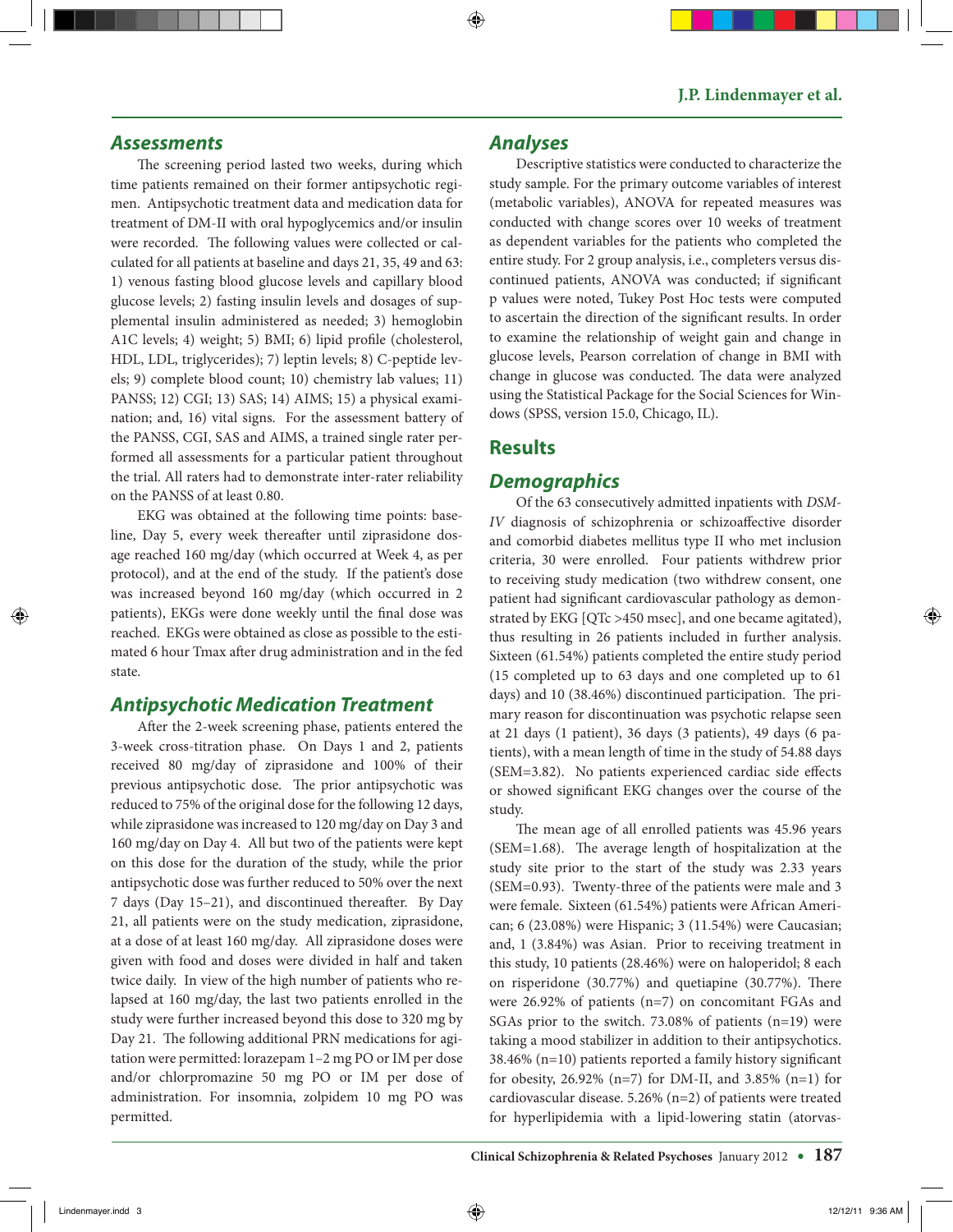## Assessments

The screening period lasted two weeks, during which time patients remained on their former antipsychotic regimen. Antipsychotic treatment data and medication data for treatment of DM-II with oral hypoglycemics and/or insulin were recorded. The following values were collected or calculated for all patients at baseline and days 21, 35, 49 and 63: 1) venous fasting blood glucose levels and capillary blood glucose levels; 2) fasting insulin levels and dosages of supplemental insulin administered as needed; 3) hemoglobin A1C levels; 4) weight; 5) BMI; 6) lipid profile (cholesterol, HDL, LDL, triglycerides); 7) leptin levels; 8) C-peptide levels; 9) complete blood count; 10) chemistry lab values; 11) PANSS; 12) CGI; 13) SAS; 14) AIMS; 15) a physical examination; and, 16) vital signs. For the assessment battery of the PANSS, CGI, SAS and AIMS, a trained single rater performed all assessments for a particular patient throughout the trial. All raters had to demonstrate inter-rater reliability on the PANSS of at least 0.80.

EKG was obtained at the following time points: baseline, Day 5, every week thereafter until ziprasidone dosage reached 160 mg/day (which occurred at Week 4, as per protocol), and at the end of the study. If the patient's dose was increased beyond 160 mg/day (which occurred in 2 patients), EKGs were done weekly until the final dose was reached. EKGs were obtained as close as possible to the estimated 6 hour Tmax after drug administration and in the fed state.

## Antipsychotic Medication Treatment

After the 2-week screening phase, patients entered the 3-week cross-titration phase. On Days 1 and 2, patients received 80 mg/day of ziprasidone and 100% of their previous antipsychotic dose. The prior antipsychotic was reduced to 75% of the original dose for the following 12 days, while ziprasidone was increased to 120 mg/day on Day 3 and 160 mg/day on Day 4. All but two of the patients were kept on this dose for the duration of the study, while the prior antipsychotic dose was further reduced to 50% over the next 7 days (Day 15–21), and discontinued thereafter. By Day 21, all patients were on the study medication, ziprasidone, at a dose of at least 160 mg/day. All ziprasidone doses were given with food and doses were divided in half and taken twice daily. In view of the high number of patients who relapsed at 160 mg/day, the last two patients enrolled in the study were further increased beyond this dose to 320 mg by Day 21. The following additional PRN medications for agitation were permitted: lorazepam 1–2 mg PO or IM per dose and/or chlorpromazine 50 mg PO or IM per dose of administration. For insomnia, zolpidem 10 mg PO was permitted.

## Analyses

Descriptive statistics were conducted to characterize the study sample. For the primary outcome variables of interest (metabolic variables), ANOVA for repeated measures was conducted with change scores over 10 weeks of treatment as dependent variables for the patients who completed the entire study. For 2 group analysis, i.e., completers versus discontinued patients, ANOVA was conducted; if significant p values were noted, Tukey Post Hoc tests were computed to ascertain the direction of the significant results. In order to examine the relationship of weight gain and change in glucose levels, Pearson correlation of change in BMI with change in glucose was conducted. The data were analyzed using the Statistical Package for the Social Sciences for Windows (SPSS, version 15.0, Chicago, IL).

# Results

## Demographics

Of the 63 consecutively admitted inpatients with *DSM-IV* diagnosis of schizophrenia or schizoaffective disorder and comorbid diabetes mellitus type II who met inclusion criteria, 30 were enrolled. Four patients withdrew prior to receiving study medication (two withdrew consent, one patient had significant cardiovascular pathology as demonstrated by EKG [QTc >450 msec], and one became agitated), thus resulting in 26 patients included in further analysis. Sixteen (61.54%) patients completed the entire study period (15 completed up to 63 days and one completed up to 61 days) and 10 (38.46%) discontinued participation. The primary reason for discontinuation was psychotic relapse seen at 21 days (1 patient), 36 days (3 patients), 49 days (6 patients), with a mean length of time in the study of 54.88 days (SEM=3.82). No patients experienced cardiac side effects or showed significant EKG changes over the course of the study.

The mean age of all enrolled patients was 45.96 years (SEM=1.68). The average length of hospitalization at the study site prior to the start of the study was 2.33 years (SEM=0.93). Twenty-three of the patients were male and 3 were female. Sixteen (61.54%) patients were African American; 6 (23.08%) were Hispanic; 3 (11.54%) were Caucasian; and, 1 (3.84%) was Asian. Prior to receiving treatment in this study, 10 patients (28.46%) were on haloperidol; 8 each on risperidone (30.77%) and quetiapine (30.77%). There were 26.92% of patients (n=7) on concomitant FGAs and SGAs prior to the switch. 73.08% of patients (n=19) were taking a mood stabilizer in addition to their antipsychotics. 38.46% (n=10) patients reported a family history significant for obesity, 26.92% (n=7) for DM-II, and 3.85% (n=1) for cardiovascular disease. 5.26% (n=2) of patients were treated for hyperlipidemia with a lipid-lowering statin (atorvas-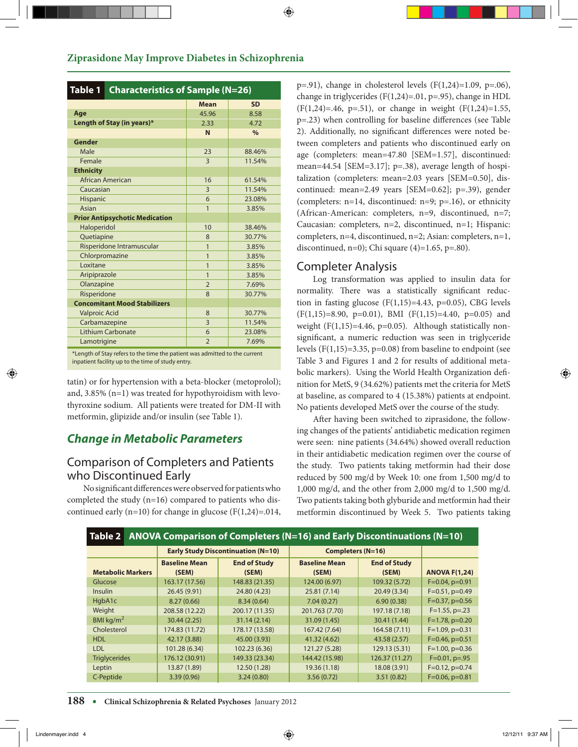**Table 1 Characteristics of Sample (N=26)**

| | Mean | SD |
|---|---|---|
| **Age** | 45.96 | 8.58 |
| **Length of Stay (in years)*** | 2.33 | 4.72 |
| | **N** | **%** |
| **Gender** | | |
| Male | 23 | 88.46% |
| Female | 3 | 11.54% |
| **Ethnicity** | | |
| African American | 16 | 61.54% |
| Caucasian | 3 | 11.54% |
| Hispanic | 6 | 23.08% |
| Asian | 1 | 3.85% |
| **Prior Antipsychotic Medication** | | |
| Haloperidol | 10 | 38.46% |
| Quetiapine | 8 | 30.77% |
| Risperidone Intramuscular | 1 | 3.85% |
| Chlorpromazine | 1 | 3.85% |
| Loxitane | 1 | 3.85% |
| Aripiprazole | 1 | 3.85% |
| Olanzapine | 2 | 7.69% |
| Risperidone | 8 | 30.77% |
| **Concomitant Mood Stabilizers** | | |
| Valproic Acid | 8 | 30.77% |
| Carbamazepine | 3 | 11.54% |
| Lithium Carbonate | 6 | 23.08% |
| Lamotrigine | 2 | 7.69% |

*Length of Stay refers to the time the patient was admitted to the current inpatient facility up to the time of study entry.

tatin) or for hypertension with a beta-blocker (metoprolol); and, 3.85% (n=1) was treated for hypothyroidism with levothyroxine sodium. All patients were treated for DM-II with metformin, glipizide and/or insulin (see Table 1).

## Change in Metabolic Parameters

### Comparison of Completers and Patients who Discontinued Early

No significant differences were observed for patients who completed the study (n=16) compared to patients who discontinued early (n=10) for change in glucose ($F(1,24)=.014$, $p=.91$), change in cholesterol levels ($F(1,24)=1.09$, $p=.06$), change in triglycerides ($F(1,24)=.01$, $p=.95$), change in HDL ($F(1,24)=.46$, $p=.51$), or change in weight ($F(1,24)=1.55$, $p=.23$) when controlling for baseline differences (see Table 2). Additionally, no significant differences were noted between completers and patients who discontinued early on age (completers: mean=47.80 [SEM=1.57], discontinued: mean=44.54 [SEM=3.17]; p=.38), average length of hospitalization (completers: mean=2.03 years [SEM=0.50], discontinued: mean=2.49 years [SEM=0.62]; p=.39), gender (completers: n=14, discontinued: n=9; p=.16), or ethnicity (African-American: completers, n=9, discontinued, n=7; Caucasian: completers, n=2, discontinued, n=1; Hispanic: completers, n=4, discontinued, n=2; Asian: completers, n=1, discontinued, n=0); Chi square (4)=1.65, p=.80).

### Completer Analysis

Log transformation was applied to insulin data for normality. There was a statistically significant reduction in fasting glucose ($F(1,15)=4.43$, $p=0.05$), CBG levels ($F(1,15)=8.90$, $p=0.01$), BMI ($F(1,15)=4.40$, $p=0.05$) and weight ($F(1,15)=4.46$, $p=0.05$). Although statistically non-significant, a numeric reduction was seen in triglyceride levels ($F(1,15)=3.35$, $p=0.08$) from baseline to endpoint (see Table 3 and Figures 1 and 2 for results of additional metabolic markers). Using the World Health Organization definition for MetS, 9 (34.62%) patients met the criteria for MetS at baseline, as compared to 4 (15.38%) patients at endpoint. No patients developed MetS over the course of the study.

After having been switched to ziprasidone, the following changes of the patients' antidiabetic medication regimen were seen: nine patients (34.64%) showed overall reduction in their antidiabetic medication regimen over the course of the study. Two patients taking metformin had their dose reduced by 500 mg/d by Week 10: one from 1,500 mg/d to 1,000 mg/d, and the other from 2,000 mg/d to 1,500 mg/d. Two patients taking both glyburide and metformin had their metformin discontinued by Week 5. Two patients taking

**Table 2 ANOVA Comparison of Completers (N=16) and Early Discontinuations (N=10)**

| | Early Study Discontinuation (N=10) | | Completers (N=16) | | |
|---|---|---|---|---|---|
| **Metabolic Markers** | **Baseline Mean (SEM)** | **End of Study (SEM)** | **Baseline Mean (SEM)** | **End of Study (SEM)** | **ANOVA F(1,24)** |
| Glucose | 163.17 (17.56) | 148.83 (21.35) | 124.00 (6.97) | 109.32 (5.72) | F=0.04, p=0.91 |
| Insulin | 26.45 (9.91) | 24.80 (4.23) | 25.81 (7.14) | 20.49 (3.34) | F=0.51, p=0.49 |
| HgbA1c | 8.27 (0.66) | 8.34 (0.64) | 7.04 (0.27) | 6.90 (0.38) | F=0.37, p=0.56 |
| Weight | 208.58 (12.22) | 200.17 (11.35) | 201.763 (7.70) | 197.18 (7.18) | F=1.55, p=.23 |
| BMI kg/m$^2$ | 30.44 (2.25) | 31.14 (2.14) | 31.09 (1.45) | 30.41 (1.44) | F=1.78, p=0.20 |
| Cholesterol | 174.83 (11.72) | 178.17 (13.58) | 167.42 (7.64) | 164.58 (7.11) | F=1.09, p=0.31 |
| HDL | 42.17 (3.88) | 45.00 (3.93) | 41.32 (4.62) | 43.58 (2.57) | F=0.46, p=0.51 |
| LDL | 101.28 (6.34) | 102.23 (6.36) | 121.27 (5.28) | 129.13 (5.31) | F=1.00, p=0.36 |
| Triglycerides | 176.12 (30.91) | 149.33 (23.34) | 144.42 (15.98) | 126.37 (11.27) | F=0.01, p=.95 |
| Leptin | 13.87 (1.89) | 12.50 (1.28) | 19.36 (1.18) | 18.08 (3.91) | F=0.12, p=0.74 |
| C-Peptide | 3.39 (0.96) | 3.24 (0.80) | 3.56 (0.72) | 3.51 (0.82) | F=0.06, p=0.81 |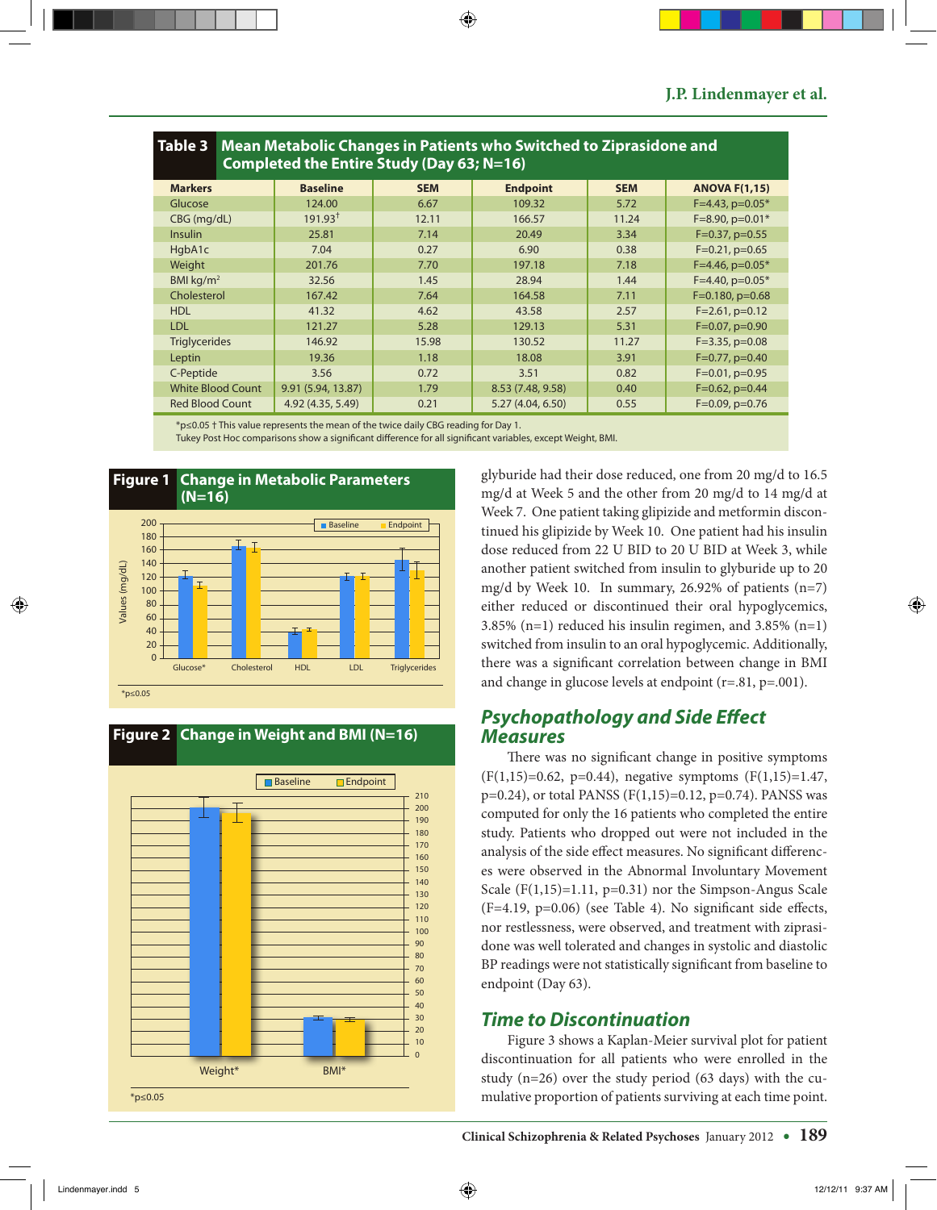**Table 3 Mean Metabolic Changes in Patients who Switched to Ziprasidone and Completed the Entire Study (Day 63; N=16)**

| Markers | Baseline | SEM | Endpoint | SEM | ANOVA F(1,15) |
|---|---|---|---|---|---|
| Glucose | 124.00 | 6.67 | 109.32 | 5.72 | F=4.43, p=0.05* |
| CBG (mg/dL) | 191.93† | 12.11 | 166.57 | 11.24 | F=8.90, p=0.01* |
| Insulin | 25.81 | 7.14 | 20.49 | 3.34 | F=0.37, p=0.55 |
| HgbA1c | 7.04 | 0.27 | 6.90 | 0.38 | F=0.21, p=0.65 |
| Weight | 201.76 | 7.70 | 197.18 | 7.18 | F=4.46, p=0.05* |
| BMI kg/m$^2$ | 32.56 | 1.45 | 28.94 | 1.44 | F=4.40, p=0.05* |
| Cholesterol | 167.42 | 7.64 | 164.58 | 7.11 | F=0.180, p=0.68 |
| HDL | 41.32 | 4.62 | 43.58 | 2.57 | F=2.61, p=0.12 |
| LDL | 121.27 | 5.28 | 129.13 | 5.31 | F=0.07, p=0.90 |
| Triglycerides | 146.92 | 15.98 | 130.52 | 11.27 | F=3.35, p=0.08 |
| Leptin | 19.36 | 1.18 | 18.08 | 3.91 | F=0.77, p=0.40 |
| C-Peptide | 3.56 | 0.72 | 3.51 | 0.82 | F=0.01, p=0.95 |
| White Blood Count | 9.91 (5.94, 13.87) | 1.79 | 8.53 (7.48, 9.58) | 0.40 | F=0.62, p=0.44 |
| Red Blood Count | 4.92 (4.35, 5.49) | 0.21 | 5.27 (4.04, 6.50) | 0.55 | F=0.09, p=0.76 |

*p≤0.05 † This value represents the mean of the twice daily CBG reading for Day 1.
Tukey Post Hoc comparisons show a significant difference for all significant variables, except Weight, BMI.

**Figure 1 Change in Metabolic Parameters (N=16)**

*p≤0.05

**Figure 2 Change in Weight and BMI (N=16)**

*p≤0.05

glyburide had their dose reduced, one from 20 mg/d to 16.5 mg/d at Week 5 and the other from 20 mg/d to 14 mg/d at Week 7. One patient taking glipizide and metformin discontinued his glipizide by Week 10. One patient had his insulin dose reduced from 22 U BID to 20 U BID at Week 3, while another patient switched from insulin to glyburide up to 20 mg/d by Week 10. In summary, 26.92% of patients (n=7) either reduced or discontinued their oral hypoglycemics, 3.85% (n=1) reduced his insulin regimen, and 3.85% (n=1) switched from insulin to an oral hypoglycemic. Additionally, there was a significant correlation between change in BMI and change in glucose levels at endpoint (r=.81, p=.001).

## Psychopathology and Side Effect Measures

There was no significant change in positive symptoms ($F(1,15)=0.62$, $p=0.44$), negative symptoms ($F(1,15)=1.47$, $p=0.24$), or total PANSS ($F(1,15)=0.12$, $p=0.74$). PANSS was computed for only the 16 patients who completed the entire study. Patients who dropped out were not included in the analysis of the side effect measures. No significant differences were observed in the Abnormal Involuntary Movement Scale ($F(1,15)=1.11$, $p=0.31$) nor the Simpson-Angus Scale ($F=4.19$, $p=0.06$) (see Table 4). No significant side effects, nor restlessness, were observed, and treatment with ziprasidone was well tolerated and changes in systolic and diastolic BP readings were not statistically significant from baseline to endpoint (Day 63).

## Time to Discontinuation

Figure 3 shows a Kaplan-Meier survival plot for patient discontinuation for all patients who were enrolled in the study (n=26) over the study period (63 days) with the cumulative proportion of patients surviving at each time point.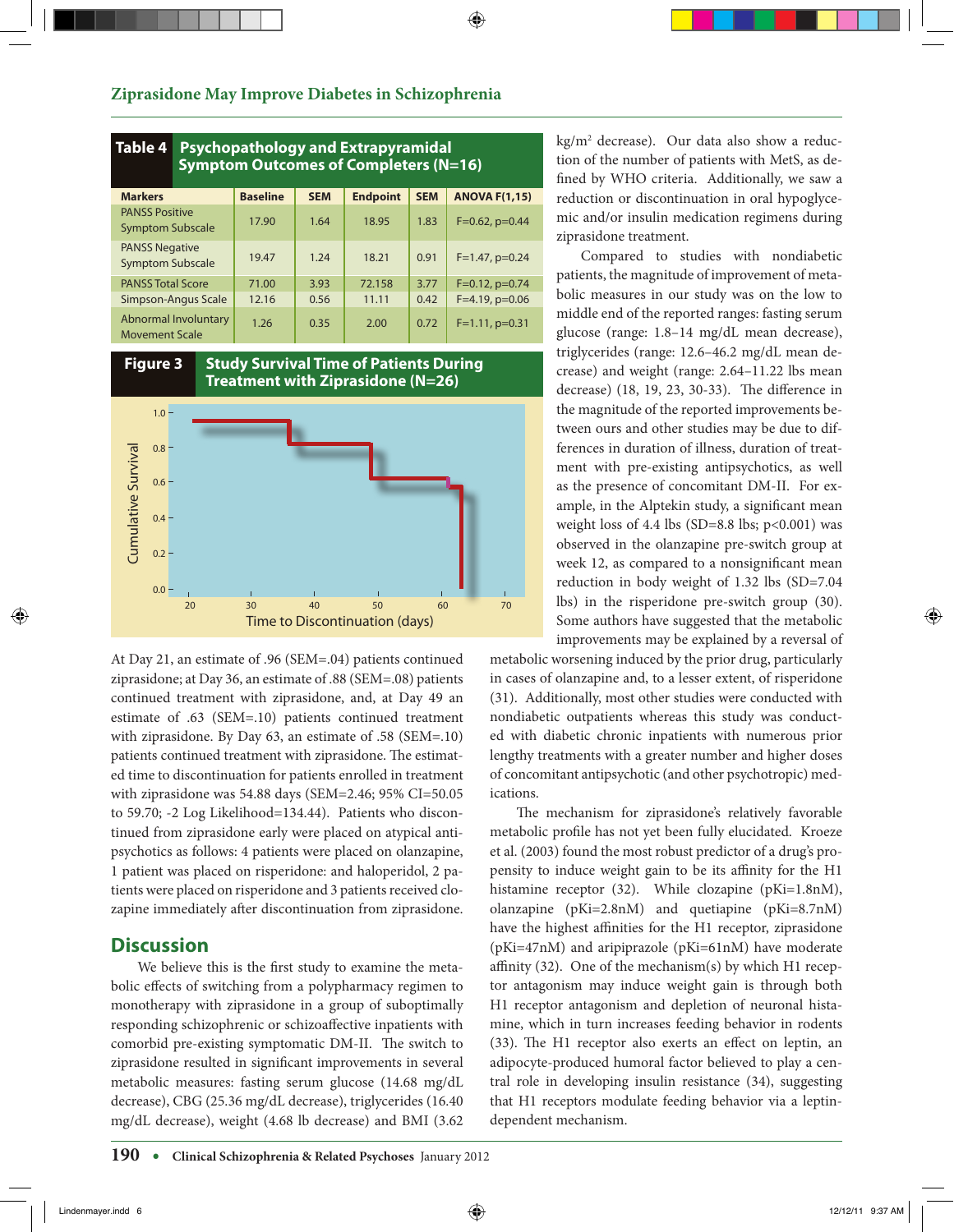**Table 4 Psychopathology and Extrapyramidal Symptom Outcomes of Completers (N=16)**

| Markers | Baseline | SEM | Endpoint | SEM | ANOVA F(1,15) |
|---|---|---|---|---|---|
| PANSS Positive Symptom Subscale | 17.90 | 1.64 | 18.95 | 1.83 | F=0.62, p=0.44 |
| PANSS Negative Symptom Subscale | 19.47 | 1.24 | 18.21 | 0.91 | F=1.47, p=0.24 |
| PANSS Total Score | 71.00 | 3.93 | 72.158 | 3.77 | F=0.12, p=0.74 |
| Simpson-Angus Scale | 12.16 | 0.56 | 11.11 | 0.42 | F=4.19, p=0.06 |
| Abnormal Involuntary Movement Scale | 1.26 | 0.35 | 2.00 | 0.72 | F=1.11, p=0.31 |

**Figure 3 Study Survival Time of Patients During Treatment with Ziprasidone (N=26)**

At Day 21, an estimate of .96 (SEM=.04) patients continued ziprasidone; at Day 36, an estimate of .88 (SEM=.08) patients continued treatment with ziprasidone, and, at Day 49 an estimate of .63 (SEM=.10) patients continued treatment with ziprasidone. By Day 63, an estimate of .58 (SEM=.10) patients continued treatment with ziprasidone. The estimated time to discontinuation for patients enrolled in treatment with ziprasidone was 54.88 days (SEM=2.46; 95% CI=50.05 to 59.70; -2 Log Likelihood=134.44). Patients who discontinued from ziprasidone early were placed on atypical antipsychotics as follows: 4 patients were placed on olanzapine, 1 patient was placed on risperidone: and haloperidol, 2 patients were placed on risperidone and 3 patients received clozapine immediately after discontinuation from ziprasidone.

## Discussion

We believe this is the first study to examine the metabolic effects of switching from a polypharmacy regimen to monotherapy with ziprasidone in a group of suboptimally responding schizophrenic or schizoaffective inpatients with comorbid pre-existing symptomatic DM-II. The switch to ziprasidone resulted in significant improvements in several metabolic measures: fasting serum glucose (14.68 mg/dL decrease), CBG (25.36 mg/dL decrease), triglycerides (16.40 mg/dL decrease), weight (4.68 lb decrease) and BMI (3.62 kg/m$^2$ decrease). Our data also show a reduction of the number of patients with MetS, as defined by WHO criteria. Additionally, we saw a reduction or discontinuation in oral hypoglycemic and/or insulin medication regimens during ziprasidone treatment.

Compared to studies with nondiabetic patients, the magnitude of improvement of metabolic measures in our study was on the low to middle end of the reported ranges: fasting serum glucose (range: 1.8–14 mg/dL mean decrease), triglycerides (range: 12.6–46.2 mg/dL mean decrease) and weight (range: 2.64–11.22 lbs mean decrease) (18, 19, 23, 30-33). The difference in the magnitude of the reported improvements between ours and other studies may be due to differences in duration of illness, duration of treatment with pre-existing antipsychotics, as well as the presence of concomitant DM-II. For example, in the Alptekin study, a significant mean weight loss of 4.4 lbs (SD=8.8 lbs; p<0.001) was observed in the olanzapine pre-switch group at week 12, as compared to a nonsignificant mean reduction in body weight of 1.32 lbs (SD=7.04 lbs) in the risperidone pre-switch group (30). Some authors have suggested that the metabolic improvements may be explained by a reversal of metabolic worsening induced by the prior drug, particularly in cases of olanzapine and, to a lesser extent, of risperidone (31). Additionally, most other studies were conducted with nondiabetic outpatients whereas this study was conducted with diabetic chronic inpatients with numerous prior lengthy treatments with a greater number and higher doses of concomitant antipsychotic (and other psychotropic) medications.

The mechanism for ziprasidone's relatively favorable metabolic profile has not yet been fully elucidated. Kroeze et al. (2003) found the most robust predictor of a drug's propensity to induce weight gain to be its affinity for the H1 histamine receptor (32). While clozapine (pKi=1.8nM), olanzapine (pKi=2.8nM) and quetiapine (pKi=8.7nM) have the highest affinities for the H1 receptor, ziprasidone (pKi=47nM) and aripiprazole (pKi=61nM) have moderate affinity (32). One of the mechanism(s) by which H1 receptor antagonism may induce weight gain is through both H1 receptor antagonism and depletion of neuronal histamine, which in turn increases feeding behavior in rodents (33). The H1 receptor also exerts an effect on leptin, an adipocyte-produced humoral factor believed to play a central role in developing insulin resistance (34), suggesting that H1 receptors modulate feeding behavior via a leptin-dependent mechanism.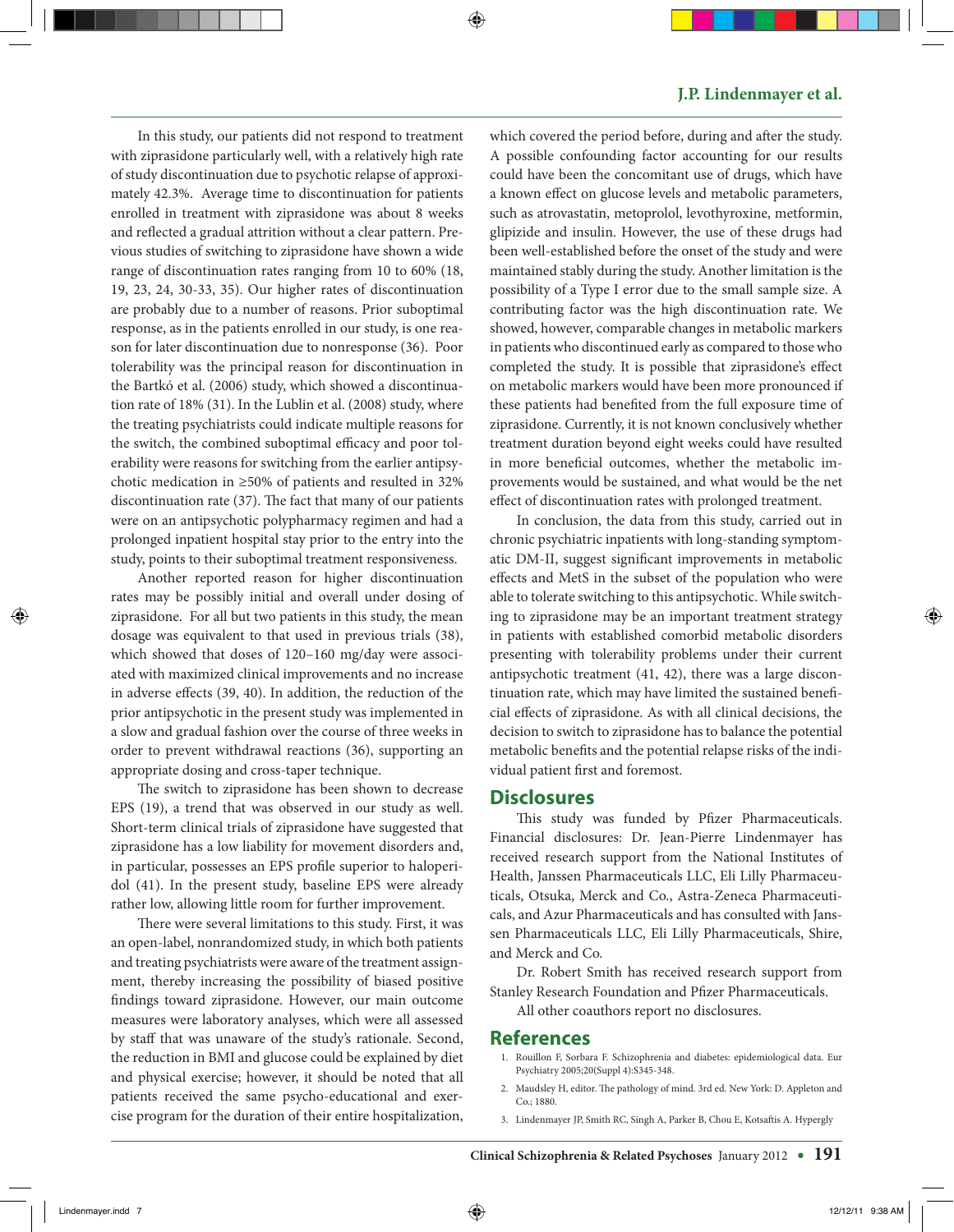In this study, our patients did not respond to treatment with ziprasidone particularly well, with a relatively high rate of study discontinuation due to psychotic relapse of approximately 42.3%. Average time to discontinuation for patients enrolled in treatment with ziprasidone was about 8 weeks and reflected a gradual attrition without a clear pattern. Previous studies of switching to ziprasidone have shown a wide range of discontinuation rates ranging from 10 to 60% (18, 19, 23, 24, 30-33, 35). Our higher rates of discontinuation are probably due to a number of reasons. Prior suboptimal response, as in the patients enrolled in our study, is one reason for later discontinuation due to nonresponse (36). Poor tolerability was the principal reason for discontinuation in the Bartkó et al. (2006) study, which showed a discontinuation rate of 18% (31). In the Lublin et al. (2008) study, where the treating psychiatrists could indicate multiple reasons for the switch, the combined suboptimal efficacy and poor tolerability were reasons for switching from the earlier antipsychotic medication in ≥50% of patients and resulted in 32% discontinuation rate (37). The fact that many of our patients were on an antipsychotic polypharmacy regimen and had a prolonged inpatient hospital stay prior to the entry into the study, points to their suboptimal treatment responsiveness.

Another reported reason for higher discontinuation rates may be possibly initial and overall under dosing of ziprasidone. For all but two patients in this study, the mean dosage was equivalent to that used in previous trials (38), which showed that doses of 120–160 mg/day were associated with maximized clinical improvements and no increase in adverse effects (39, 40). In addition, the reduction of the prior antipsychotic in the present study was implemented in a slow and gradual fashion over the course of three weeks in order to prevent withdrawal reactions (36), supporting an appropriate dosing and cross-taper technique.

The switch to ziprasidone has been shown to decrease EPS (19), a trend that was observed in our study as well. Short-term clinical trials of ziprasidone have suggested that ziprasidone has a low liability for movement disorders and, in particular, possesses an EPS profile superior to haloperidol (41). In the present study, baseline EPS were already rather low, allowing little room for further improvement.

There were several limitations to this study. First, it was an open-label, nonrandomized study, in which both patients and treating psychiatrists were aware of the treatment assignment, thereby increasing the possibility of biased positive findings toward ziprasidone. However, our main outcome measures were laboratory analyses, which were all assessed by staff that was unaware of the study's rationale. Second, the reduction in BMI and glucose could be explained by diet and physical exercise; however, it should be noted that all patients received the same psycho-educational and exercise program for the duration of their entire hospitalization, which covered the period before, during and after the study. A possible confounding factor accounting for our results could have been the concomitant use of drugs, which have a known effect on glucose levels and metabolic parameters, such as atrovastatin, metoprolol, levothyroxine, metformin, glipizide and insulin. However, the use of these drugs had been well-established before the onset of the study and were maintained stably during the study. Another limitation is the possibility of a Type I error due to the small sample size. A contributing factor was the high discontinuation rate. We showed, however, comparable changes in metabolic markers in patients who discontinued early as compared to those who completed the study. It is possible that ziprasidone's effect on metabolic markers would have been more pronounced if these patients had benefited from the full exposure time of ziprasidone. Currently, it is not known conclusively whether treatment duration beyond eight weeks could have resulted in more beneficial outcomes, whether the metabolic improvements would be sustained, and what would be the net effect of discontinuation rates with prolonged treatment.

In conclusion, the data from this study, carried out in chronic psychiatric inpatients with long-standing symptomatic DM-II, suggest significant improvements in metabolic effects and MetS in the subset of the population who were able to tolerate switching to this antipsychotic. While switching to ziprasidone may be an important treatment strategy in patients with established comorbid metabolic disorders presenting with tolerability problems under their current antipsychotic treatment (41, 42), there was a large discontinuation rate, which may have limited the sustained beneficial effects of ziprasidone. As with all clinical decisions, the decision to switch to ziprasidone has to balance the potential metabolic benefits and the potential relapse risks of the individual patient first and foremost.

## Disclosures

This study was funded by Pfizer Pharmaceuticals. Financial disclosures: Dr. Jean-Pierre Lindenmayer has received research support from the National Institutes of Health, Janssen Pharmaceuticals LLC, Eli Lilly Pharmaceuticals, Otsuka, Merck and Co., Astra-Zeneca Pharmaceuticals, and Azur Pharmaceuticals and has consulted with Janssen Pharmaceuticals LLC, Eli Lilly Pharmaceuticals, Shire, and Merck and Co.

Dr. Robert Smith has received research support from Stanley Research Foundation and Pfizer Pharmaceuticals.

All other coauthors report no disclosures.

## References

1. Rouillon F, Sorbara F. Schizophrenia and diabetes: epidemiological data. Eur Psychiatry 2005;20(Suppl 4):S345-348.
2. Maudsley H, editor. The pathology of mind. 3rd ed. New York: D. Appleton and Co.; 1880.
3. Lindenmayer JP, Smith RC, Singh A, Parker B, Chou E, Kotsaftis A. Hypergly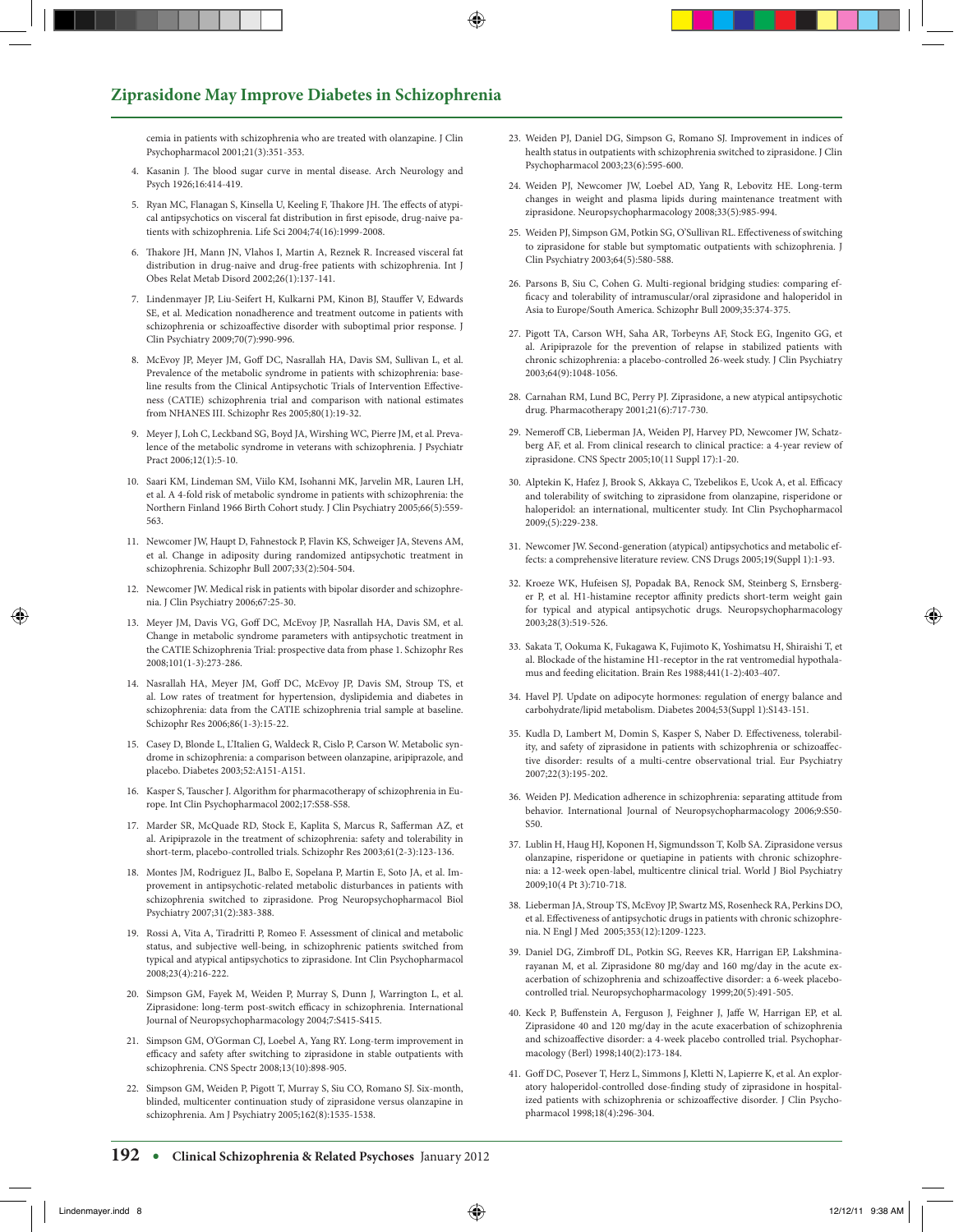cemia in patients with schizophrenia who are treated with olanzapine. J Clin Psychopharmacol 2001;21(3):351-353.

4. Kasanin J. The blood sugar curve in mental disease. Arch Neurology and Psych 1926;16:414-419.

5. Ryan MC, Flanagan S, Kinsella U, Keeling F, Thakore JH. The effects of atypical antipsychotics on visceral fat distribution in first episode, drug-naive patients with schizophrenia. Life Sci 2004;74(16):1999-2008.

6. Thakore JH, Mann JN, Vlahos I, Martin A, Reznek R. Increased visceral fat distribution in drug-naive and drug-free patients with schizophrenia. Int J Obes Relat Metab Disord 2002;26(1):137-141.

7. Lindenmayer JP, Liu-Seifert H, Kulkarni PM, Kinon BJ, Stauffer V, Edwards SE, et al. Medication nonadherence and treatment outcome in patients with schizophrenia or schizoaffective disorder with suboptimal prior response. J Clin Psychiatry 2009;70(7):990-996.

8. McEvoy JP, Meyer JM, Goff DC, Nasrallah HA, Davis SM, Sullivan L, et al. Prevalence of the metabolic syndrome in patients with schizophrenia: baseline results from the Clinical Antipsychotic Trials of Intervention Effectiveness (CATIE) schizophrenia trial and comparison with national estimates from NHANES III. Schizophr Res 2005;80(1):19-32.

9. Meyer J, Loh C, Leckband SG, Boyd JA, Wirshing WC, Pierre JM, et al. Prevalence of the metabolic syndrome in veterans with schizophrenia. J Psychiatr Pract 2006;12(1):5-10.

10. Saari KM, Lindeman SM, Viilo KM, Isohanni MK, Jarvelin MR, Lauren LH, et al. A 4-fold risk of metabolic syndrome in patients with schizophrenia: the Northern Finland 1966 Birth Cohort study. J Clin Psychiatry 2005;66(5):559-563.

11. Newcomer JW, Haupt D, Fahnestock P, Flavin KS, Schweiger JA, Stevens AM, et al. Change in adiposity during randomized antipsychotic treatment in schizophrenia. Schizophr Bull 2007;33(2):504-504.

12. Newcomer JW. Medical risk in patients with bipolar disorder and schizophrenia. J Clin Psychiatry 2006;67:25-30.

13. Meyer JM, Davis VG, Goff DC, McEvoy JP, Nasrallah HA, Davis SM, et al. Change in metabolic syndrome parameters with antipsychotic treatment in the CATIE Schizophrenia Trial: prospective data from phase 1. Schizophr Res 2008;101(1-3):273-286.

14. Nasrallah HA, Meyer JM, Goff DC, McEvoy JP, Davis SM, Stroup TS, et al. Low rates of treatment for hypertension, dyslipidemia and diabetes in schizophrenia: data from the CATIE schizophrenia trial sample at baseline. Schizophr Res 2006;86(1-3):15-22.

15. Casey D, Blonde L, L'Italien G, Waldeck R, Cislo P, Carson W. Metabolic syndrome in schizophrenia: a comparison between olanzapine, aripiprazole, and placebo. Diabetes 2003;52:A151-A151.

16. Kasper S, Tauscher J. Algorithm for pharmacotherapy of schizophrenia in Europe. Int Clin Psychopharmacol 2002;17:S58-S58.

17. Marder SR, McQuade RD, Stock E, Kaplita S, Marcus R, Safferman AZ, et al. Aripiprazole in the treatment of schizophrenia: safety and tolerability in short-term, placebo-controlled trials. Schizophr Res 2003;61(2-3):123-136.

18. Montes JM, Rodriguez JL, Balbo E, Sopelana P, Martin E, Soto JA, et al. Improvement in antipsychotic-related metabolic disturbances in patients with schizophrenia switched to ziprasidone. Prog Neuropsychopharmacol Biol Psychiatry 2007;31(2):383-388.

19. Rossi A, Vita A, Tiradritti P, Romeo F. Assessment of clinical and metabolic status, and subjective well-being, in schizophrenic patients switched from typical and atypical antipsychotics to ziprasidone. Int Clin Psychopharmacol 2008;23(4):216-222.

20. Simpson GM, Fayek M, Weiden P, Murray S, Dunn J, Warrington L, et al. Ziprasidone: long-term post-switch efficacy in schizophrenia. International Journal of Neuropsychopharmacology 2004;7:S415-S415.

21. Simpson GM, O'Gorman CJ, Loebel A, Yang RY. Long-term improvement in efficacy and safety after switching to ziprasidone in stable outpatients with schizophrenia. CNS Spectr 2008;13(10):898-905.

22. Simpson GM, Weiden P, Pigott T, Murray S, Siu CO, Romano SJ. Six-month, blinded, multicenter continuation study of ziprasidone versus olanzapine in schizophrenia. Am J Psychiatry 2005;162(8):1535-1538.

23. Weiden PJ, Daniel DG, Simpson G, Romano SJ. Improvement in indices of health status in outpatients with schizophrenia switched to ziprasidone. J Clin Psychopharmacol 2003;23(6):595-600.

24. Weiden PJ, Newcomer JW, Loebel AD, Yang R, Lebovitz HE. Long-term changes in weight and plasma lipids during maintenance treatment with ziprasidone. Neuropsychopharmacology 2008;33(5):985-994.

25. Weiden PJ, Simpson GM, Potkin SG, O'Sullivan RL. Effectiveness of switching to ziprasidone for stable but symptomatic outpatients with schizophrenia. J Clin Psychiatry 2003;64(5):580-588.

26. Parsons B, Siu C, Cohen G. Multi-regional bridging studies: comparing efficacy and tolerability of intramuscular/oral ziprasidone and haloperidol in Asia to Europe/South America. Schizophr Bull 2009;35:374-375.

27. Pigott TA, Carson WH, Saha AR, Torbeyns AF, Stock EG, Ingenito GG, et al. Aripiprazole for the prevention of relapse in stabilized patients with chronic schizophrenia: a placebo-controlled 26-week study. J Clin Psychiatry 2003;64(9):1048-1056.

28. Carnahan RM, Lund BC, Perry PJ. Ziprasidone, a new atypical antipsychotic drug. Pharmacotherapy 2001;21(6):717-730.

29. Nemeroff CB, Lieberman JA, Weiden PJ, Harvey PD, Newcomer JW, Schatzberg AF, et al. From clinical research to clinical practice: a 4-year review of ziprasidone. CNS Spectr 2005;10(11 Suppl 17):1-20.

30. Alptekin K, Hafez J, Brook S, Akkaya C, Tzebelikos E, Ucok A, et al. Efficacy and tolerability of switching to ziprasidone from olanzapine, risperidone or haloperidol: an international, multicenter study. Int Clin Psychopharmacol 2009;(5):229-238.

31. Newcomer JW. Second-generation (atypical) antipsychotics and metabolic effects: a comprehensive literature review. CNS Drugs 2005;19(Suppl 1):1-93.

32. Kroeze WK, Hufeisen SJ, Popadak BA, Renock SM, Steinberg S, Ernsberger P, et al. H1-histamine receptor affinity predicts short-term weight gain for typical and atypical antipsychotic drugs. Neuropsychopharmacology 2003;28(3):519-526.

33. Sakata T, Ookuma K, Fukagawa K, Fujimoto K, Yoshimatsu H, Shiraishi T, et al. Blockade of the histamine H1-receptor in the rat ventromedial hypothalamus and feeding elicitation. Brain Res 1988;441(1-2):403-407.

34. Havel PJ. Update on adipocyte hormones: regulation of energy balance and carbohydrate/lipid metabolism. Diabetes 2004;53(Suppl 1):S143-151.

35. Kudla D, Lambert M, Domin S, Kasper S, Naber D. Effectiveness, tolerability, and safety of ziprasidone in patients with schizophrenia or schizoaffective disorder: results of a multi-centre observational trial. Eur Psychiatry 2007;22(3):195-202.

36. Weiden PJ. Medication adherence in schizophrenia: separating attitude from behavior. International Journal of Neuropsychopharmacology 2006;9:S50-S50.

37. Lublin H, Haug HJ, Koponen H, Sigmundsson T, Kolb SA. Ziprasidone versus olanzapine, risperidone or quetiapine in patients with chronic schizophrenia: a 12-week open-label, multicentre clinical trial. World J Biol Psychiatry 2009;10(4 Pt 3):710-718.

38. Lieberman JA, Stroup TS, McEvoy JP, Swartz MS, Rosenheck RA, Perkins DO, et al. Effectiveness of antipsychotic drugs in patients with chronic schizophrenia. N Engl J Med 2005;353(12):1209-1223.

39. Daniel DG, Zimbroff DL, Potkin SG, Reeves KR, Harrigan EP, Lakshminarayanan M, et al. Ziprasidone 80 mg/day and 160 mg/day in the acute exacerbation of schizophrenia and schizoaffective disorder: a 6-week placebo-controlled trial. Neuropsychopharmacology 1999;20(5):491-505.

40. Keck P, Buffenstein A, Ferguson J, Feighner J, Jaffe W, Harrigan EP, et al. Ziprasidone 40 and 120 mg/day in the acute exacerbation of schizophrenia and schizoaffective disorder: a 4-week placebo controlled trial. Psychopharmacology (Berl) 1998;140(2):173-184.

41. Goff DC, Posever T, Herz L, Simmons J, Kletti N, Lapierre K, et al. An exploratory haloperidol-controlled dose-finding study of ziprasidone in hospitalized patients with schizophrenia or schizoaffective disorder. J Clin Psychopharmacol 1998;18(4):296-304.